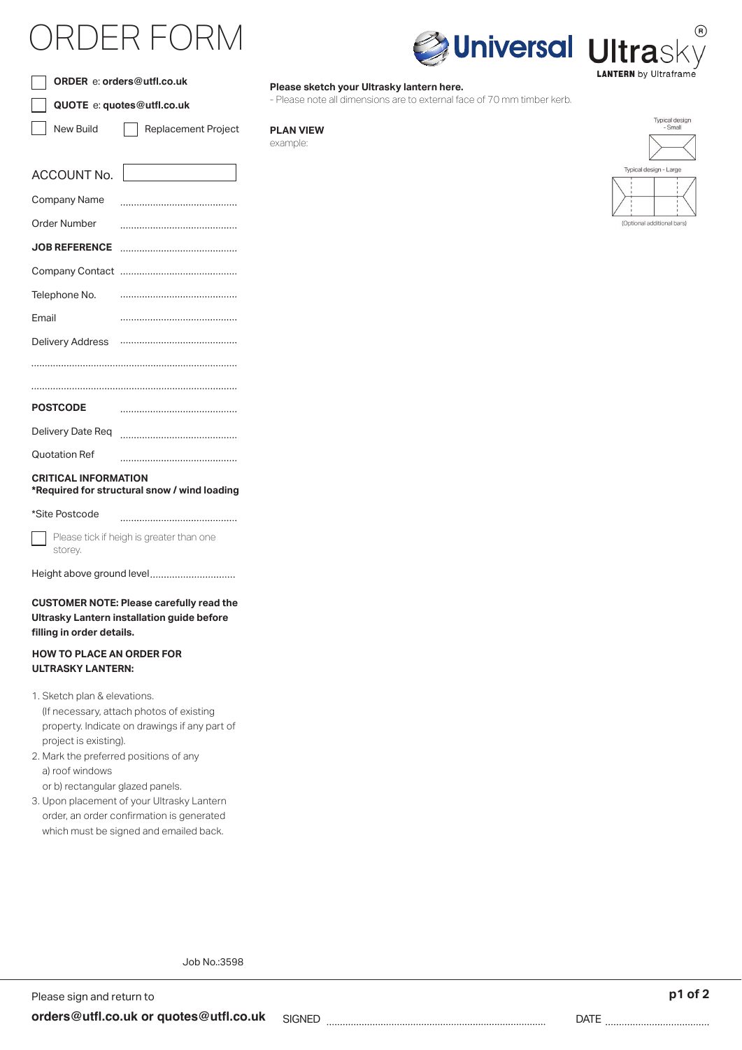# ORDER FORM

Universal Ultrasky® LANTERN by Ultraframe

☐ **ORDER** e: **orders@utfl.co.uk**

☐ **QUOTE** e: **quotes@utfl.co.uk**

☐ New Build ☐ Replacement Project

ACCOUNT No. ☐

Company Name ..........................................

Order Number ..........................................

**JOB REFERENCE** ..........................................

Company Contact ..........................................

Telephone No. ..........................................

Email ..........................................

Delivery Address ..........................................

..........................................................................

..........................................................................

**POSTCODE** ..........................................

Delivery Date Req ..........................................

Quotation Ref ..........................................

**CRITICAL INFORMATION**
**\*Required for structural snow / wind loading**

\*Site Postcode ..........................................

☐ Please tick if heigh is greater than one storey.

Height above ground level ..............................

**CUSTOMER NOTE: Please carefully read the Ultrasky Lantern installation guide before filling in order details.**

**HOW TO PLACE AN ORDER FOR ULTRASKY LANTERN:**

1. Sketch plan & elevations. (If necessary, attach photos of existing property. Indicate on drawings if any part of project is existing).
2. Mark the preferred positions of any a) roof windows or b) rectangular glazed panels.
3. Upon placement of your Ultrasky Lantern order, an order confirmation is generated which must be signed and emailed back.

**Please sketch your Ultrasky lantern here.**
- Please note all dimensions are to external face of 70 mm timber kerb.

**PLAN VIEW**
example:

Typical design - Small

Typical design - Large

(Optional additional bars)

Job No.:3598

Please sign and return to
**orders@utfl.co.uk or quotes@utfl.co.uk**

SIGNED ..............................................................................

DATE ......................................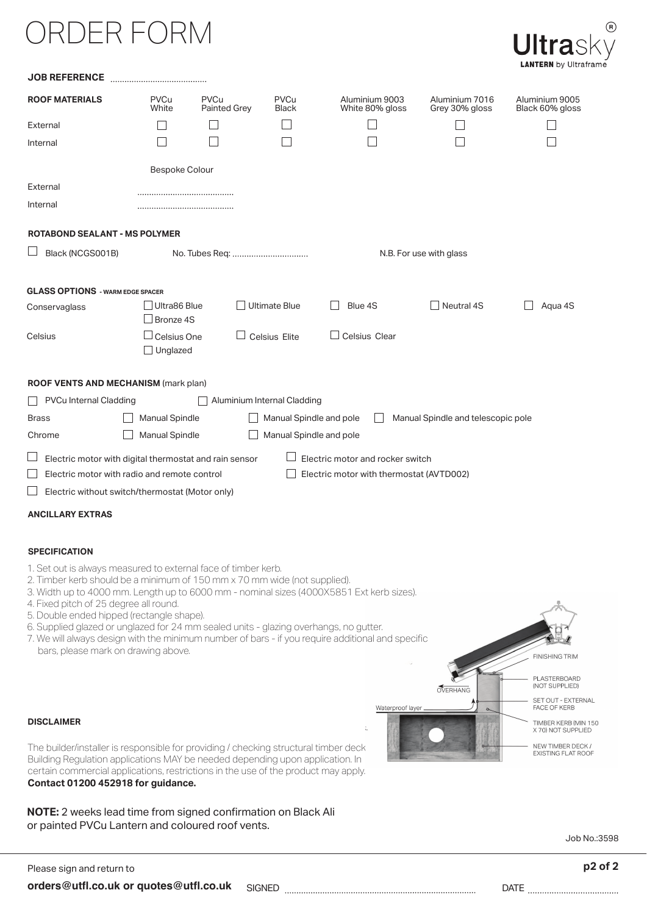# ORDER FORM

**Ultrasky** LANTERN by Ultraframe

**JOB REFERENCE** ........................................

| **ROOF MATERIALS** | PVCu White | PVCu Painted Grey | PVCu Black | Aluminium 9003 White 80% gloss | Aluminium 7016 Grey 30% gloss | Aluminium 9005 Black 60% gloss |
|---|---|---|---|---|---|---|
| External | ☐ | ☐ | ☐ | ☐ | ☐ | ☐ |
| Internal | ☐ | ☐ | ☐ | ☐ | ☐ | ☐ |

Bespoke Colour

External ........................................

Internal ........................................

**ROTABOND SEALANT - MS POLYMER**

☐ Black (NCGS001B) No. Tubes Req: ................................ N.B. For use with glass

**GLASS OPTIONS - WARM EDGE SPACER**

| | | | | | |
|---|---|---|---|---|---|
| Conservaglass | ☐ Ultra86 Blue<br>☐ Bronze 4S | ☐ Ultimate Blue | ☐ Blue 4S | ☐ Neutral 4S | ☐ Aqua 4S |
| Celsius | ☐ Celsius One<br>☐ Unglazed | ☐ Celsius Elite | ☐ Celsius Clear | | |

**ROOF VENTS AND MECHANISM** (mark plan)

☐ PVCu Internal Cladding ☐ Aluminium Internal Cladding

| | | | |
|---|---|---|---|
| Brass | ☐ Manual Spindle | ☐ Manual Spindle and pole | ☐ Manual Spindle and telescopic pole |
| Chrome | ☐ Manual Spindle | ☐ Manual Spindle and pole | |

☐ Electric motor with digital thermostat and rain sensor

☐ Electric motor and rocker switch

☐ Electric motor with radio and remote control

☐ Electric motor with thermostat (AVTD002)

☐ Electric without switch/thermostat (Motor only)

**ANCILLARY EXTRAS**

**SPECIFICATION**

1. Set out is always measured to external face of timber kerb.
2. Timber kerb should be a minimum of 150 mm x 70 mm wide (not supplied).
3. Width up to 4000 mm. Length up to 6000 mm - nominal sizes (4000X5851 Ext kerb sizes).
4. Fixed pitch of 25 degree all round.
5. Double ended hipped (rectangle shape).
6. Supplied glazed or unglazed for 24 mm sealed units - glazing overhangs, no gutter.
7. We will always design with the minimum number of bars - if you require additional and specific bars, please mark on drawing above.

FINISHING TRIM

PLASTERBOARD (NOT SUPPLIED)

OVERHANG

Waterproof layer

SET OUT - EXTERNAL FACE OF KERB

TIMBER KERB (MIN 150 X 70) NOT SUPPLIED

NEW TIMBER DECK / EXISTING FLAT ROOF

**DISCLAIMER**

The builder/installer is responsible for providing / checking structural timber deck Building Regulation applications MAY be needed depending upon application. In certain commercial applications, restrictions in the use of the product may apply. **Contact 01200 452918 for guidance.**

**NOTE:** 2 weeks lead time from signed confirmation on Black Ali or painted PVCu Lantern and coloured roof vents.

Job No.:3598

Please sign and return to

**orders@utfl.co.uk or quotes@utfl.co.uk** SIGNED ................................................................................ DATE ......................................